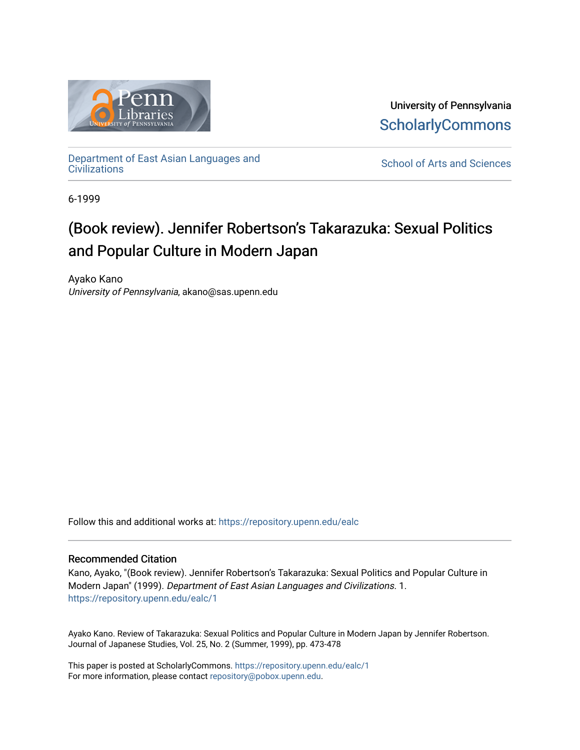University of Pennsylvania
ScholarlyCommons

Department of East Asian Languages and Civilizations

School of Arts and Sciences

6-1999

# (Book review). Jennifer Robertson's Takarazuka: Sexual Politics and Popular Culture in Modern Japan

Ayako Kano
*University of Pennsylvania*, akano@sas.upenn.edu

Follow this and additional works at: https://repository.upenn.edu/ealc

### Recommended Citation

Kano, Ayako, "(Book review). Jennifer Robertson's Takarazuka: Sexual Politics and Popular Culture in Modern Japan" (1999). *Department of East Asian Languages and Civilizations*. 1.
https://repository.upenn.edu/ealc/1

Ayako Kano. Review of Takarazuka: Sexual Politics and Popular Culture in Modern Japan by Jennifer Robertson. Journal of Japanese Studies, Vol. 25, No. 2 (Summer, 1999), pp. 473-478

This paper is posted at ScholarlyCommons. https://repository.upenn.edu/ealc/1
For more information, please contact repository@pobox.upenn.edu.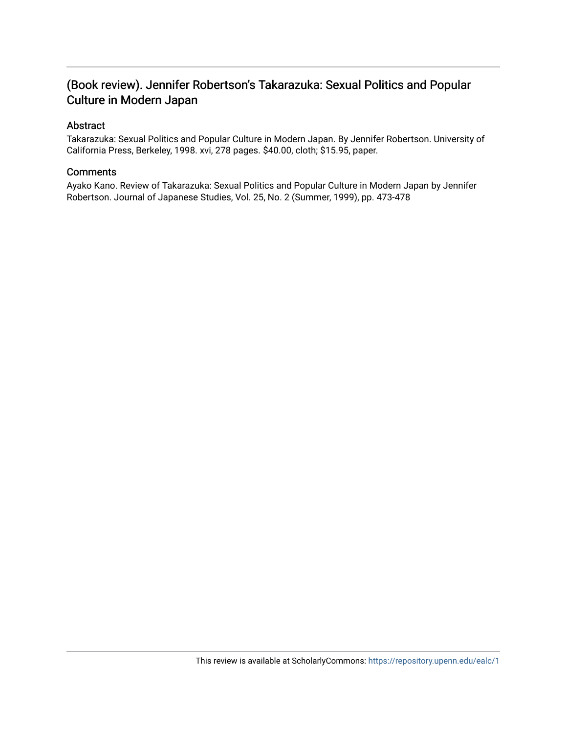# (Book review). Jennifer Robertson's Takarazuka: Sexual Politics and Popular Culture in Modern Japan

## Abstract

Takarazuka: Sexual Politics and Popular Culture in Modern Japan. By Jennifer Robertson. University of California Press, Berkeley, 1998. xvi, 278 pages. $40.00, cloth; $15.95, paper.

## Comments

Ayako Kano. Review of Takarazuka: Sexual Politics and Popular Culture in Modern Japan by Jennifer Robertson. Journal of Japanese Studies, Vol. 25, No. 2 (Summer, 1999), pp. 473-478

This review is available at ScholarlyCommons: https://repository.upenn.edu/ealc/1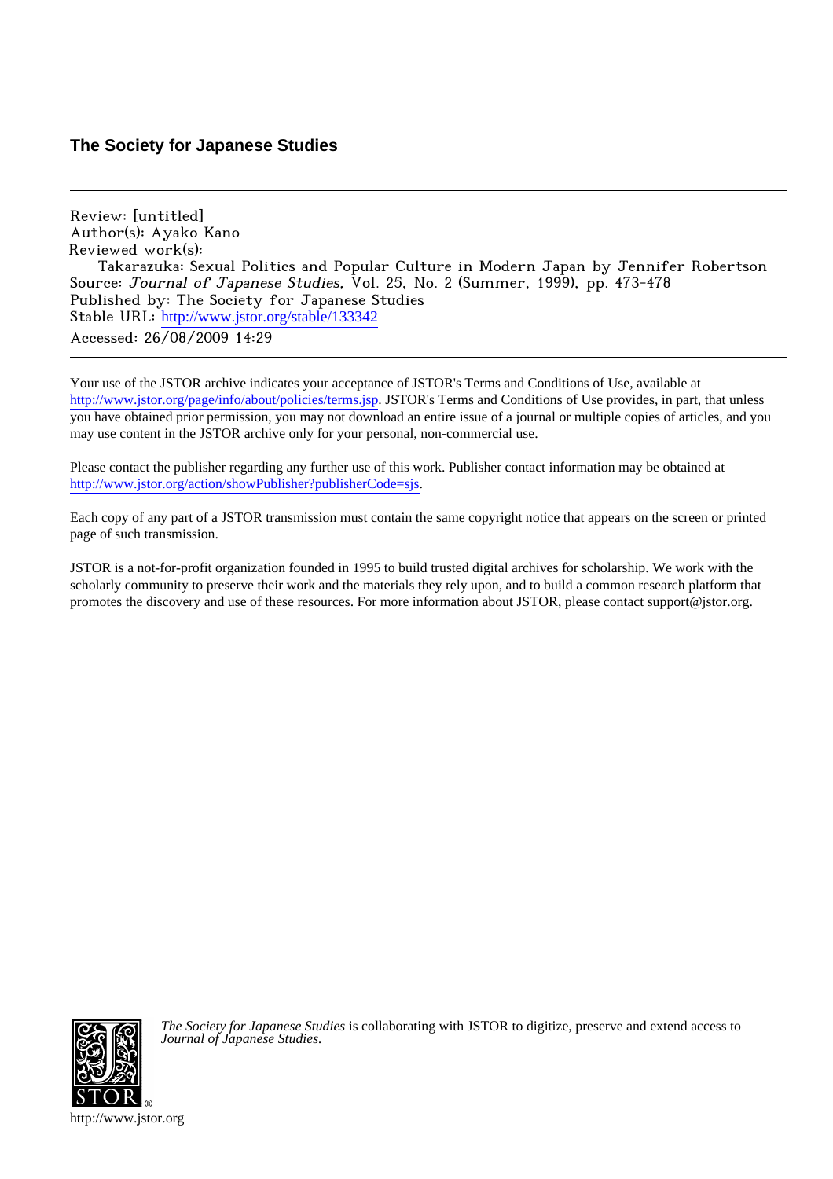**The Society for Japanese Studies**

---

Review: [untitled]
Author(s): Ayako Kano
Reviewed work(s):
Takarazuka: Sexual Politics and Popular Culture in Modern Japan by Jennifer Robertson
Source: *Journal of Japanese Studies*, Vol. 25, No. 2 (Summer, 1999), pp. 473-478
Published by: The Society for Japanese Studies
Stable URL: http://www.jstor.org/stable/133342
Accessed: 26/08/2009 14:29

---

Your use of the JSTOR archive indicates your acceptance of JSTOR's Terms and Conditions of Use, available at http://www.jstor.org/page/info/about/policies/terms.jsp. JSTOR's Terms and Conditions of Use provides, in part, that unless you have obtained prior permission, you may not download an entire issue of a journal or multiple copies of articles, and you may use content in the JSTOR archive only for your personal, non-commercial use.

Please contact the publisher regarding any further use of this work. Publisher contact information may be obtained at http://www.jstor.org/action/showPublisher?publisherCode=sjs.

Each copy of any part of a JSTOR transmission must contain the same copyright notice that appears on the screen or printed page of such transmission.

JSTOR is a not-for-profit organization founded in 1995 to build trusted digital archives for scholarship. We work with the scholarly community to preserve their work and the materials they rely upon, and to build a common research platform that promotes the discovery and use of these resources. For more information about JSTOR, please contact support@jstor.org.

*The Society for Japanese Studies* is collaborating with JSTOR to digitize, preserve and extend access to *Journal of Japanese Studies.*

http://www.jstor.org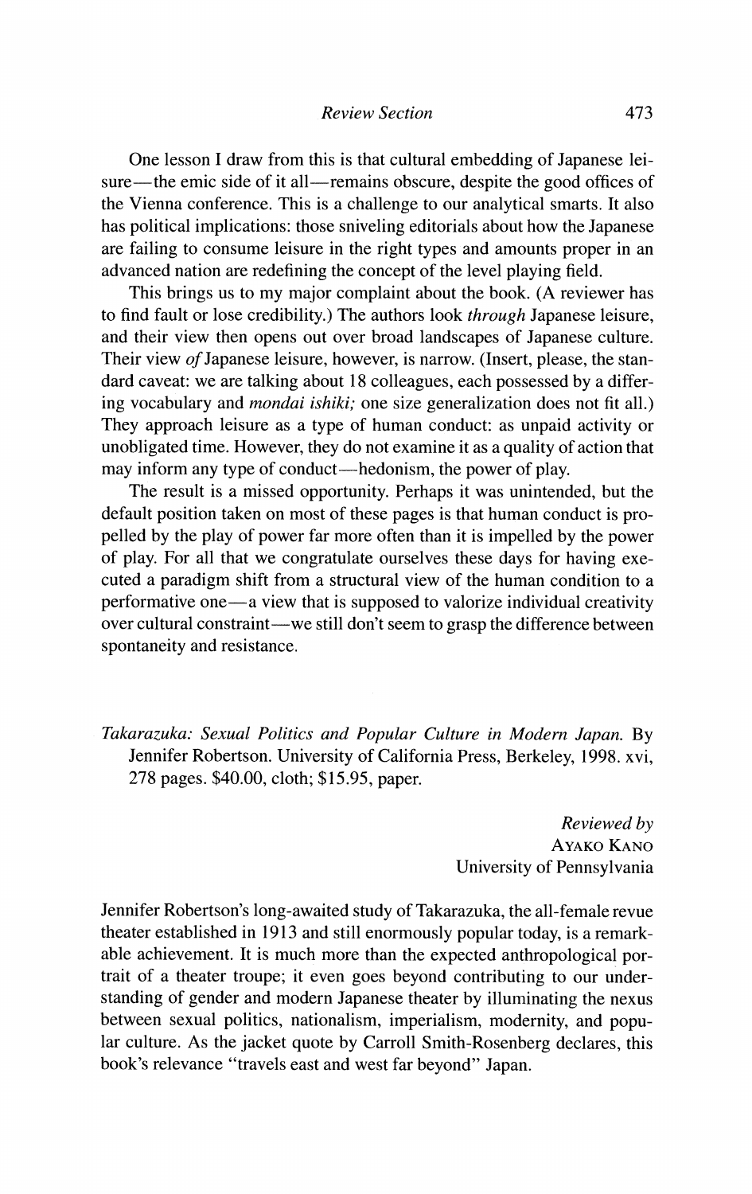One lesson I draw from this is that cultural embedding of Japanese leisure—the emic side of it all—remains obscure, despite the good offices of the Vienna conference. This is a challenge to our analytical smarts. It also has political implications: those sniveling editorials about how the Japanese are failing to consume leisure in the right types and amounts proper in an advanced nation are redefining the concept of the level playing field.

This brings us to my major complaint about the book. (A reviewer has to find fault or lose credibility.) The authors look *through* Japanese leisure, and their view then opens out over broad landscapes of Japanese culture. Their view *of* Japanese leisure, however, is narrow. (Insert, please, the standard caveat: we are talking about 18 colleagues, each possessed by a differing vocabulary and *mondai ishiki;* one size generalization does not fit all.) They approach leisure as a type of human conduct: as unpaid activity or unobligated time. However, they do not examine it as a quality of action that may inform any type of conduct—hedonism, the power of play.

The result is a missed opportunity. Perhaps it was unintended, but the default position taken on most of these pages is that human conduct is propelled by the play of power far more often than it is impelled by the power of play. For all that we congratulate ourselves these days for having executed a paradigm shift from a structural view of the human condition to a performative one—a view that is supposed to valorize individual creativity over cultural constraint—we still don't seem to grasp the difference between spontaneity and resistance.

*Takarazuka: Sexual Politics and Popular Culture in Modern Japan.* By Jennifer Robertson. University of California Press, Berkeley, 1998. xvi, 278 pages. $40.00, cloth; $15.95, paper.

*Reviewed by*
AYAKO KANO
University of Pennsylvania

Jennifer Robertson's long-awaited study of Takarazuka, the all-female revue theater established in 1913 and still enormously popular today, is a remarkable achievement. It is much more than the expected anthropological portrait of a theater troupe; it even goes beyond contributing to our understanding of gender and modern Japanese theater by illuminating the nexus between sexual politics, nationalism, imperialism, modernity, and popular culture. As the jacket quote by Carroll Smith-Rosenberg declares, this book's relevance "travels east and west far beyond" Japan.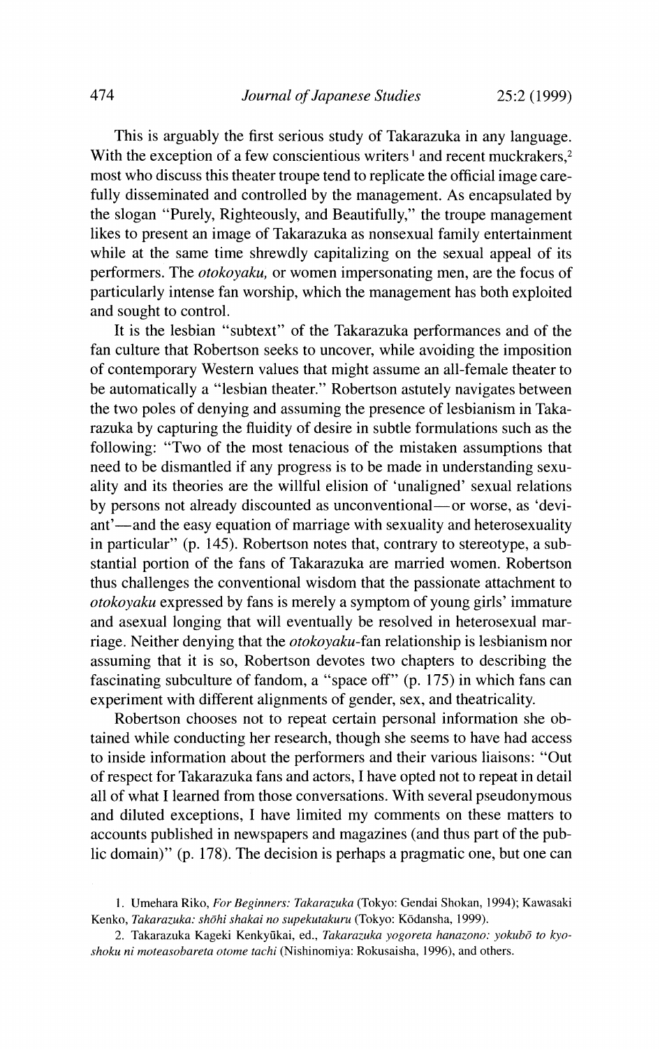This is arguably the first serious study of Takarazuka in any language. With the exception of a few conscientious writers[1] and recent muckrakers,[2] most who discuss this theater troupe tend to replicate the official image carefully disseminated and controlled by the management. As encapsulated by the slogan "Purely, Righteously, and Beautifully," the troupe management likes to present an image of Takarazuka as nonsexual family entertainment while at the same time shrewdly capitalizing on the sexual appeal of its performers. The *otokoyaku,* or women impersonating men, are the focus of particularly intense fan worship, which the management has both exploited and sought to control.

It is the lesbian "subtext" of the Takarazuka performances and of the fan culture that Robertson seeks to uncover, while avoiding the imposition of contemporary Western values that might assume an all-female theater to be automatically a "lesbian theater." Robertson astutely navigates between the two poles of denying and assuming the presence of lesbianism in Takarazuka by capturing the fluidity of desire in subtle formulations such as the following: "Two of the most tenacious of the mistaken assumptions that need to be dismantled if any progress is to be made in understanding sexuality and its theories are the willful elision of 'unaligned' sexual relations by persons not already discounted as unconventional—or worse, as 'deviant'—and the easy equation of marriage with sexuality and heterosexuality in particular" (p. 145). Robertson notes that, contrary to stereotype, a substantial portion of the fans of Takarazuka are married women. Robertson thus challenges the conventional wisdom that the passionate attachment to *otokoyaku* expressed by fans is merely a symptom of young girls' immature and asexual longing that will eventually be resolved in heterosexual marriage. Neither denying that the *otokoyaku*-fan relationship is lesbianism nor assuming that it is so, Robertson devotes two chapters to describing the fascinating subculture of fandom, a "space off" (p. 175) in which fans can experiment with different alignments of gender, sex, and theatricality.

Robertson chooses not to repeat certain personal information she obtained while conducting her research, though she seems to have had access to inside information about the performers and their various liaisons: "Out of respect for Takarazuka fans and actors, I have opted not to repeat in detail all of what I learned from those conversations. With several pseudonymous and diluted exceptions, I have limited my comments on these matters to accounts published in newspapers and magazines (and thus part of the public domain)" (p. 178). The decision is perhaps a pragmatic one, but one can

1. Umehara Riko, *For Beginners: Takarazuka* (Tokyo: Gendai Shokan, 1994); Kawasaki Kenko, *Takarazuka: shōhi shakai no supekutakuru* (Tokyo: Kōdansha, 1999).

2. Takarazuka Kageki Kenkyūkai, ed., *Takarazuka yogoreta hanazono: yokubō to kyoshoku ni moteasobareta otome tachi* (Nishinomiya: Rokusaisha, 1996), and others.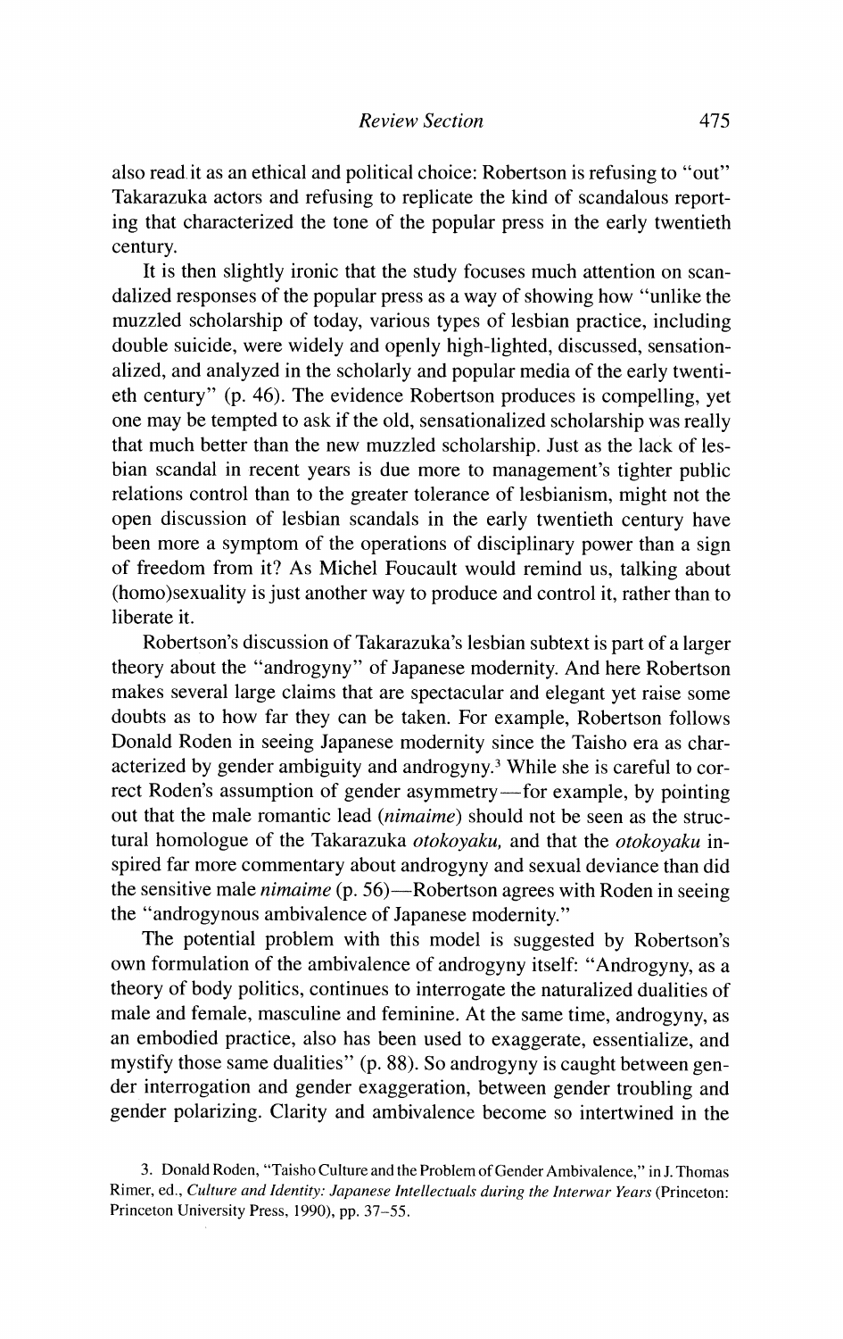also read it as an ethical and political choice: Robertson is refusing to "out" Takarazuka actors and refusing to replicate the kind of scandalous reporting that characterized the tone of the popular press in the early twentieth century.

It is then slightly ironic that the study focuses much attention on scandalized responses of the popular press as a way of showing how "unlike the muzzled scholarship of today, various types of lesbian practice, including double suicide, were widely and openly high-lighted, discussed, sensationalized, and analyzed in the scholarly and popular media of the early twentieth century" (p. 46). The evidence Robertson produces is compelling, yet one may be tempted to ask if the old, sensationalized scholarship was really that much better than the new muzzled scholarship. Just as the lack of lesbian scandal in recent years is due more to management's tighter public relations control than to the greater tolerance of lesbianism, might not the open discussion of lesbian scandals in the early twentieth century have been more a symptom of the operations of disciplinary power than a sign of freedom from it? As Michel Foucault would remind us, talking about (homo)sexuality is just another way to produce and control it, rather than to liberate it.

Robertson's discussion of Takarazuka's lesbian subtext is part of a larger theory about the "androgyny" of Japanese modernity. And here Robertson makes several large claims that are spectacular and elegant yet raise some doubts as to how far they can be taken. For example, Robertson follows Donald Roden in seeing Japanese modernity since the Taisho era as characterized by gender ambiguity and androgyny.[3] While she is careful to correct Roden's assumption of gender asymmetry—for example, by pointing out that the male romantic lead (*nimaime*) should not be seen as the structural homologue of the Takarazuka *otokoyaku*, and that the *otokoyaku* inspired far more commentary about androgyny and sexual deviance than did the sensitive male *nimaime* (p. 56)—Robertson agrees with Roden in seeing the "androgynous ambivalence of Japanese modernity."

The potential problem with this model is suggested by Robertson's own formulation of the ambivalence of androgyny itself: "Androgyny, as a theory of body politics, continues to interrogate the naturalized dualities of male and female, masculine and feminine. At the same time, androgyny, as an embodied practice, also has been used to exaggerate, essentialize, and mystify those same dualities" (p. 88). So androgyny is caught between gender interrogation and gender exaggeration, between gender troubling and gender polarizing. Clarity and ambivalence become so intertwined in the

3. Donald Roden, "Taisho Culture and the Problem of Gender Ambivalence," in J. Thomas Rimer, ed., *Culture and Identity: Japanese Intellectuals during the Interwar Years* (Princeton: Princeton University Press, 1990), pp. 37–55.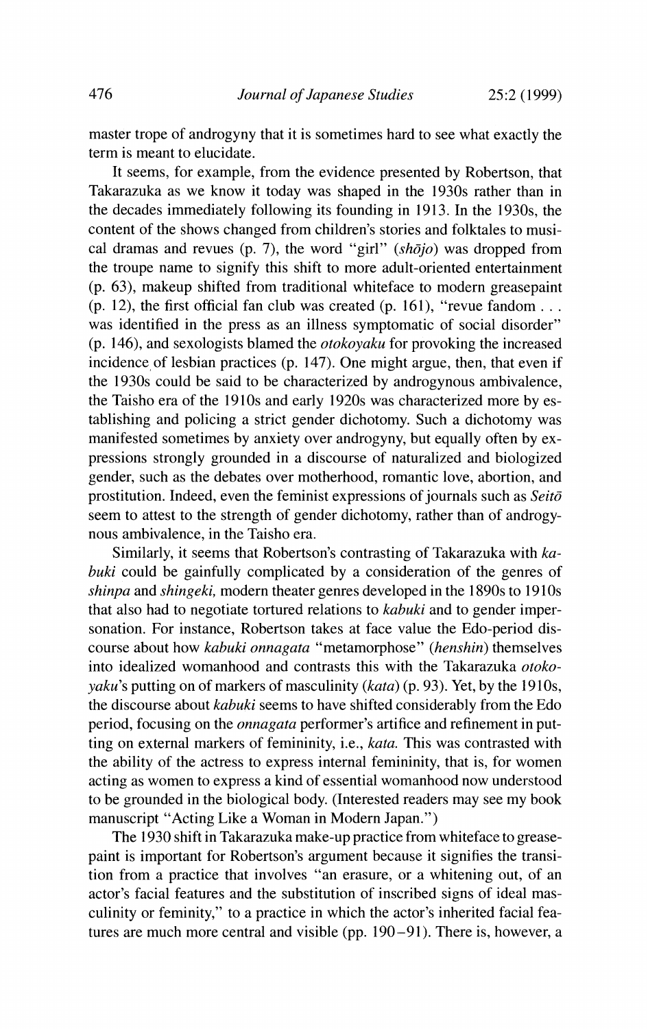master trope of androgyny that it is sometimes hard to see what exactly the term is meant to elucidate.

It seems, for example, from the evidence presented by Robertson, that Takarazuka as we know it today was shaped in the 1930s rather than in the decades immediately following its founding in 1913. In the 1930s, the content of the shows changed from children's stories and folktales to musical dramas and revues (p. 7), the word "girl" (*shōjo*) was dropped from the troupe name to signify this shift to more adult-oriented entertainment (p. 63), makeup shifted from traditional whiteface to modern greasepaint (p. 12), the first official fan club was created (p. 161), "revue fandom . . . was identified in the press as an illness symptomatic of social disorder" (p. 146), and sexologists blamed the *otokoyaku* for provoking the increased incidence of lesbian practices (p. 147). One might argue, then, that even if the 1930s could be said to be characterized by androgynous ambivalence, the Taisho era of the 1910s and early 1920s was characterized more by establishing and policing a strict gender dichotomy. Such a dichotomy was manifested sometimes by anxiety over androgyny, but equally often by expressions strongly grounded in a discourse of naturalized and biologized gender, such as the debates over motherhood, romantic love, abortion, and prostitution. Indeed, even the feminist expressions of journals such as *Seitō* seem to attest to the strength of gender dichotomy, rather than of androgynous ambivalence, in the Taisho era.

Similarly, it seems that Robertson's contrasting of Takarazuka with *kabuki* could be gainfully complicated by a consideration of the genres of *shinpa* and *shingeki,* modern theater genres developed in the 1890s to 1910s that also had to negotiate tortured relations to *kabuki* and to gender impersonation. For instance, Robertson takes at face value the Edo-period discourse about how *kabuki onnagata* "metamorphose" (*henshin*) themselves into idealized womanhood and contrasts this with the Takarazuka *otokoyaku*'s putting on of markers of masculinity (*kata*) (p. 93). Yet, by the 1910s, the discourse about *kabuki* seems to have shifted considerably from the Edo period, focusing on the *onnagata* performer's artifice and refinement in putting on external markers of femininity, i.e., *kata.* This was contrasted with the ability of the actress to express internal femininity, that is, for women acting as women to express a kind of essential womanhood now understood to be grounded in the biological body. (Interested readers may see my book manuscript "Acting Like a Woman in Modern Japan.")

The 1930 shift in Takarazuka make-up practice from whiteface to greasepaint is important for Robertson's argument because it signifies the transition from a practice that involves "an erasure, or a whitening out, of an actor's facial features and the substitution of inscribed signs of ideal masculinity or feminity," to a practice in which the actor's inherited facial features are much more central and visible (pp. 190–91). There is, however, a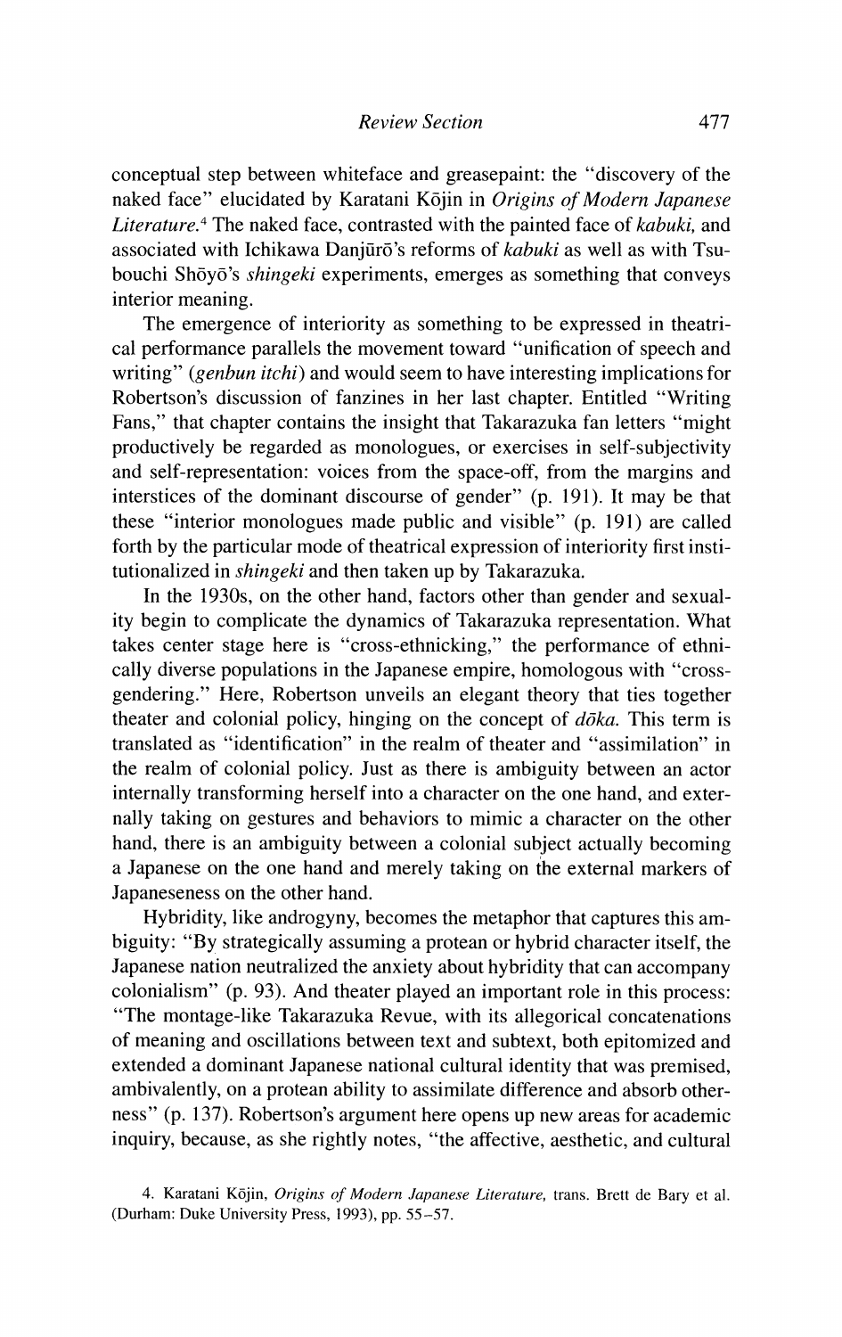conceptual step between whiteface and greasepaint: the "discovery of the naked face" elucidated by Karatani Kōjin in *Origins of Modern Japanese Literature*.[4] The naked face, contrasted with the painted face of *kabuki*, and associated with Ichikawa Danjūrō's reforms of *kabuki* as well as with Tsubouchi Shōyō's *shingeki* experiments, emerges as something that conveys interior meaning.

The emergence of interiority as something to be expressed in theatrical performance parallels the movement toward "unification of speech and writing" (*genbun itchi*) and would seem to have interesting implications for Robertson's discussion of fanzines in her last chapter. Entitled "Writing Fans," that chapter contains the insight that Takarazuka fan letters "might productively be regarded as monologues, or exercises in self-subjectivity and self-representation: voices from the space-off, from the margins and interstices of the dominant discourse of gender" (p. 191). It may be that these "interior monologues made public and visible" (p. 191) are called forth by the particular mode of theatrical expression of interiority first institutionalized in *shingeki* and then taken up by Takarazuka.

In the 1930s, on the other hand, factors other than gender and sexuality begin to complicate the dynamics of Takarazuka representation. What takes center stage here is "cross-ethnicking," the performance of ethnically diverse populations in the Japanese empire, homologous with "cross-gendering." Here, Robertson unveils an elegant theory that ties together theater and colonial policy, hinging on the concept of *dōka*. This term is translated as "identification" in the realm of theater and "assimilation" in the realm of colonial policy. Just as there is ambiguity between an actor internally transforming herself into a character on the one hand, and externally taking on gestures and behaviors to mimic a character on the other hand, there is an ambiguity between a colonial subject actually becoming a Japanese on the one hand and merely taking on the external markers of Japaneseness on the other hand.

Hybridity, like androgyny, becomes the metaphor that captures this ambiguity: "By strategically assuming a protean or hybrid character itself, the Japanese nation neutralized the anxiety about hybridity that can accompany colonialism" (p. 93). And theater played an important role in this process: "The montage-like Takarazuka Revue, with its allegorical concatenations of meaning and oscillations between text and subtext, both epitomized and extended a dominant Japanese national cultural identity that was premised, ambivalently, on a protean ability to assimilate difference and absorb otherness" (p. 137). Robertson's argument here opens up new areas for academic inquiry, because, as she rightly notes, "the affective, aesthetic, and cultural

4. Karatani Kōjin, *Origins of Modern Japanese Literature*, trans. Brett de Bary et al. (Durham: Duke University Press, 1993), pp. 55–57.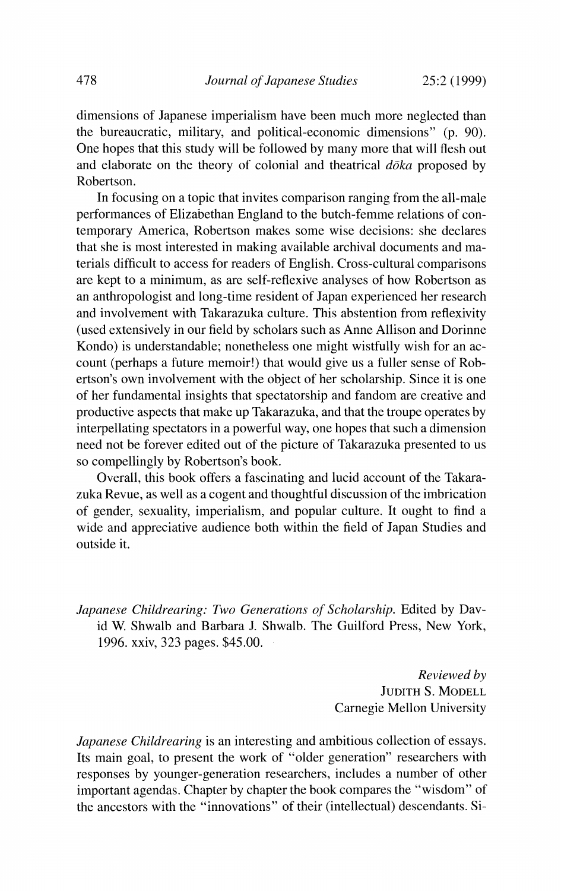dimensions of Japanese imperialism have been much more neglected than the bureaucratic, military, and political-economic dimensions" (p. 90). One hopes that this study will be followed by many more that will flesh out and elaborate on the theory of colonial and theatrical *dōka* proposed by Robertson.

In focusing on a topic that invites comparison ranging from the all-male performances of Elizabethan England to the butch-femme relations of contemporary America, Robertson makes some wise decisions: she declares that she is most interested in making available archival documents and materials difficult to access for readers of English. Cross-cultural comparisons are kept to a minimum, as are self-reflexive analyses of how Robertson as an anthropologist and long-time resident of Japan experienced her research and involvement with Takarazuka culture. This abstention from reflexivity (used extensively in our field by scholars such as Anne Allison and Dorinne Kondo) is understandable; nonetheless one might wistfully wish for an account (perhaps a future memoir!) that would give us a fuller sense of Robertson's own involvement with the object of her scholarship. Since it is one of her fundamental insights that spectatorship and fandom are creative and productive aspects that make up Takarazuka, and that the troupe operates by interpellating spectators in a powerful way, one hopes that such a dimension need not be forever edited out of the picture of Takarazuka presented to us so compellingly by Robertson's book.

Overall, this book offers a fascinating and lucid account of the Takarazuka Revue, as well as a cogent and thoughtful discussion of the imbrication of gender, sexuality, imperialism, and popular culture. It ought to find a wide and appreciative audience both within the field of Japan Studies and outside it.

*Japanese Childrearing: Two Generations of Scholarship.* Edited by David W. Shwalb and Barbara J. Shwalb. The Guilford Press, New York, 1996. xxiv, 323 pages. $45.00.

*Reviewed by*
JUDITH S. MODELL
Carnegie Mellon University

*Japanese Childrearing* is an interesting and ambitious collection of essays. Its main goal, to present the work of "older generation" researchers with responses by younger-generation researchers, includes a number of other important agendas. Chapter by chapter the book compares the "wisdom" of the ancestors with the "innovations" of their (intellectual) descendants. Si-